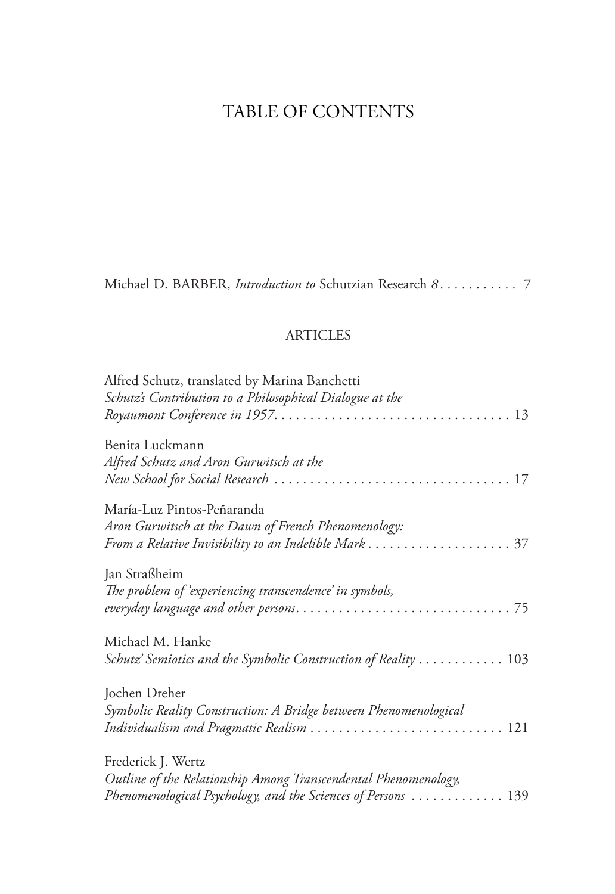# TABLE OF CONTENTS

Michael D. BARBER, *Introduction to* Schutzian Research *8* . . . . . . . . . . 7

## ARTICLES

Alfred Schutz, translated by Marina Banchetti
*Schutz's Contribution to a Philosophical Dialogue at the Royaumont Conference in 1957* . . . . . . . . . . . . . . . . . . . . . . . . . . . . . . . . 13

Benita Luckmann
*Alfred Schutz and Aron Gurwitsch at the New School for Social Research* . . . . . . . . . . . . . . . . . . . . . . . . . . . . . . . . 17

María-Luz Pintos-Peñaranda
*Aron Gurwitsch at the Dawn of French Phenomenology: From a Relative Invisibility to an Indelible Mark* . . . . . . . . . . . . . . . . . . . . 37

Jan Straßheim
*The problem of 'experiencing transcendence' in symbols, everyday language and other persons* . . . . . . . . . . . . . . . . . . . . . . . . . . . . . 75

Michael M. Hanke
*Schutz' Semiotics and the Symbolic Construction of Reality* . . . . . . . . . . . 103

Jochen Dreher
*Symbolic Reality Construction: A Bridge between Phenomenological Individualism and Pragmatic Realism* . . . . . . . . . . . . . . . . . . . . . . . . . . 121

Frederick J. Wertz
*Outline of the Relationship Among Transcendental Phenomenology, Phenomenological Psychology, and the Sciences of Persons* . . . . . . . . . . . . 139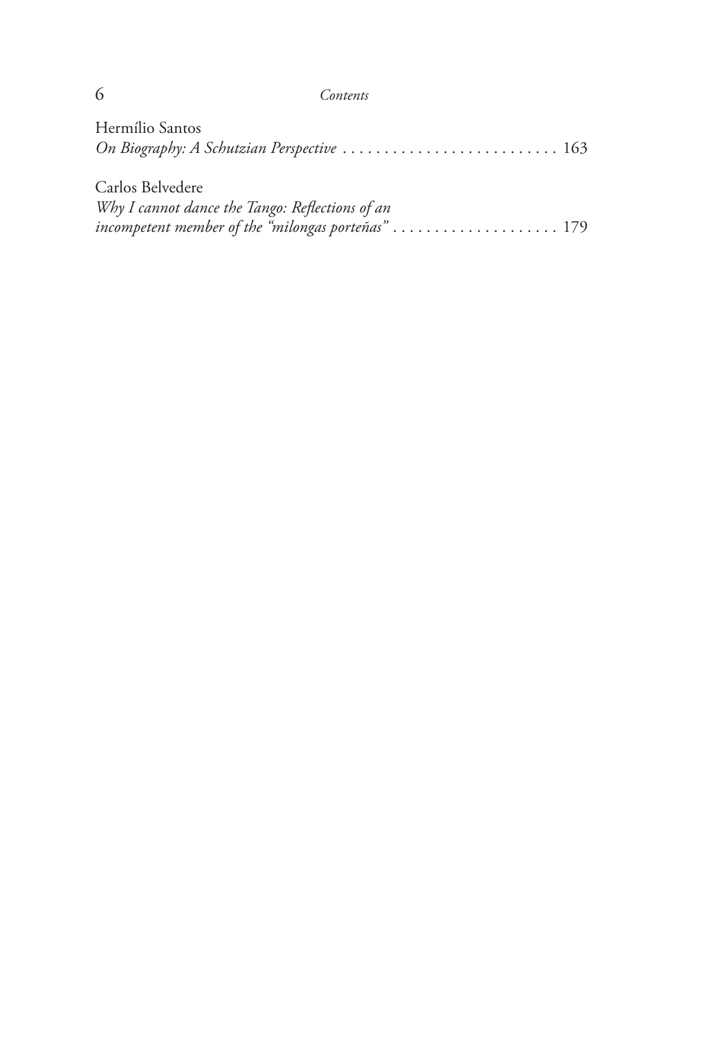Hermílio Santos
*On Biography: A Schutzian Perspective* . . . . . . . . . . . . . . . . . . . . . . . . . . 163

Carlos Belvedere
*Why I cannot dance the Tango: Reflections of an incompetent member of the "milongas porteñas"* . . . . . . . . . . . . . . . . . . . . 179